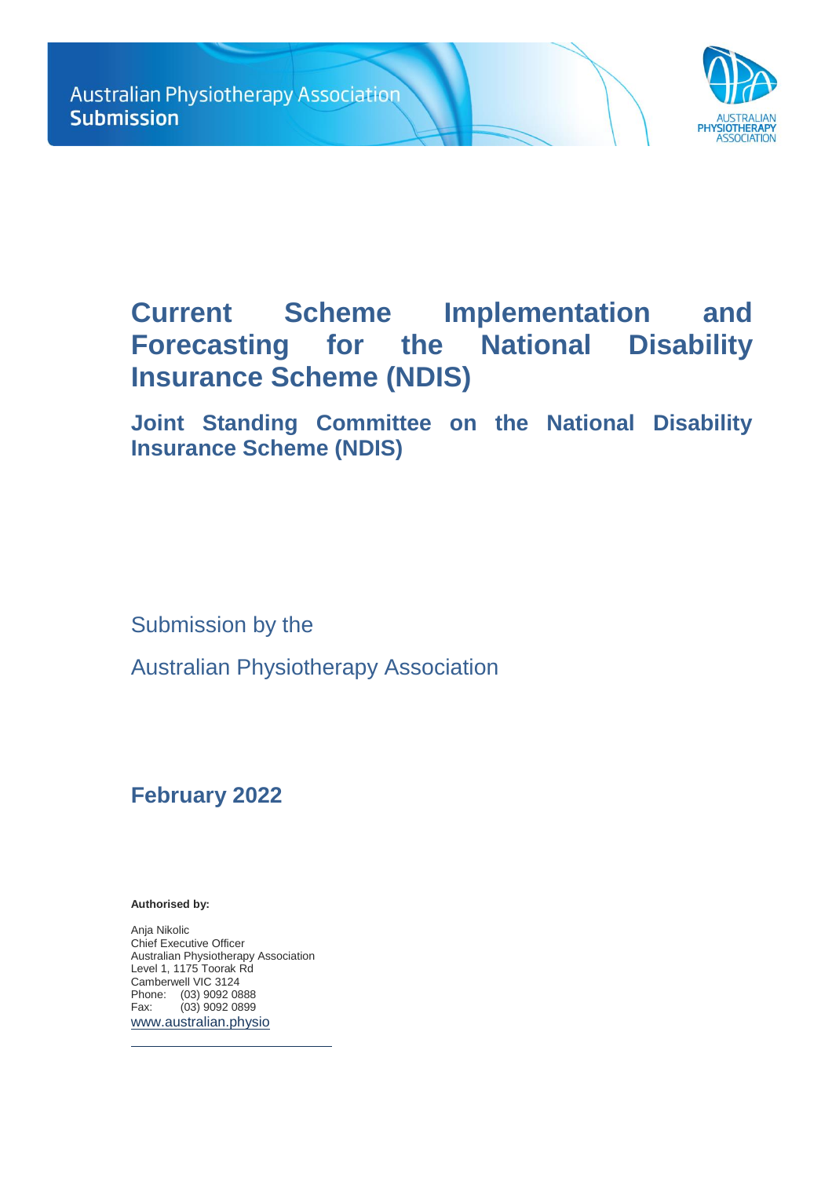Australian Physiotherapy Association
**Submission**

# Current Scheme Implementation and Forecasting for the National Disability Insurance Scheme (NDIS)

## Joint Standing Committee on the National Disability Insurance Scheme (NDIS)

Submission by the

Australian Physiotherapy Association

**February 2022**

**Authorised by:**

Anja Nikolic
Chief Executive Officer
Australian Physiotherapy Association
Level 1, 1175 Toorak Rd
Camberwell VIC 3124
Phone: (03) 9092 0888
Fax: (03) 9092 0899
www.australian.physio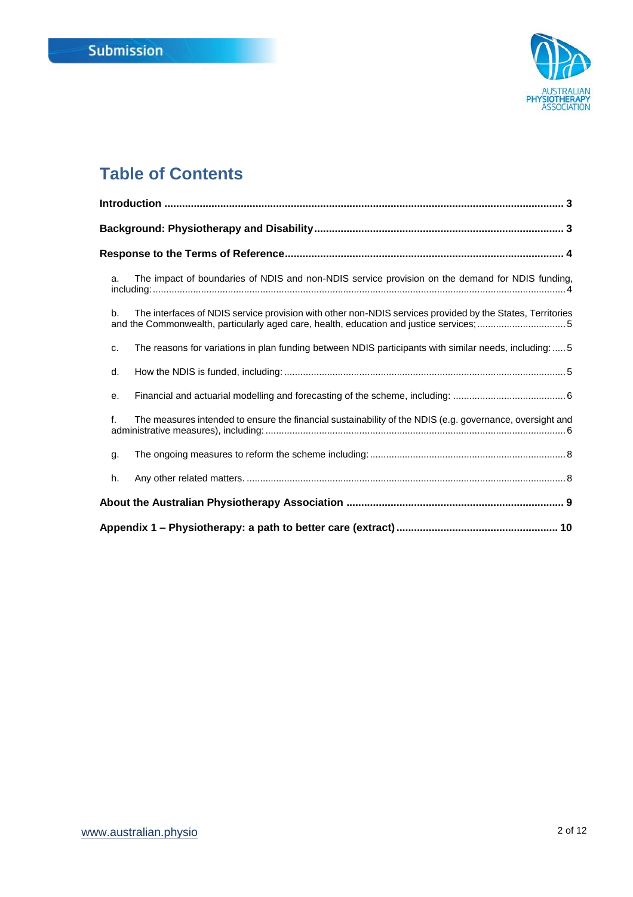Submission

AUSTRALIAN PHYSIOTHERAPY ASSOCIATION

# Table of Contents

**Introduction ........................................................................................................................ 3**

**Background: Physiotherapy and Disability ...................................................................... 3**

**Response to the Terms of Reference ............................................................................... 4**

a. The impact of boundaries of NDIS and non-NDIS service provision on the demand for NDIS funding, including: ........................................................................................................................................ 4

b. The interfaces of NDIS service provision with other non-NDIS services provided by the States, Territories and the Commonwealth, particularly aged care, health, education and justice services; ................................ 5

c. The reasons for variations in plan funding between NDIS participants with similar needs, including: ..... 5

d. How the NDIS is funded, including: ........................................................................................................ 5

e. Financial and actuarial modelling and forecasting of the scheme, including: ......................................... 6

f. The measures intended to ensure the financial sustainability of the NDIS (e.g. governance, oversight and administrative measures), including: ............................................................................................................... 6

g. The ongoing measures to reform the scheme including: ........................................................................ 8

h. Any other related matters. ...................................................................................................................... 8

**About the Australian Physiotherapy Association ........................................................... 9**

**Appendix 1 – Physiotherapy: a path to better care (extract) ....................................... 10**

www.australian.physio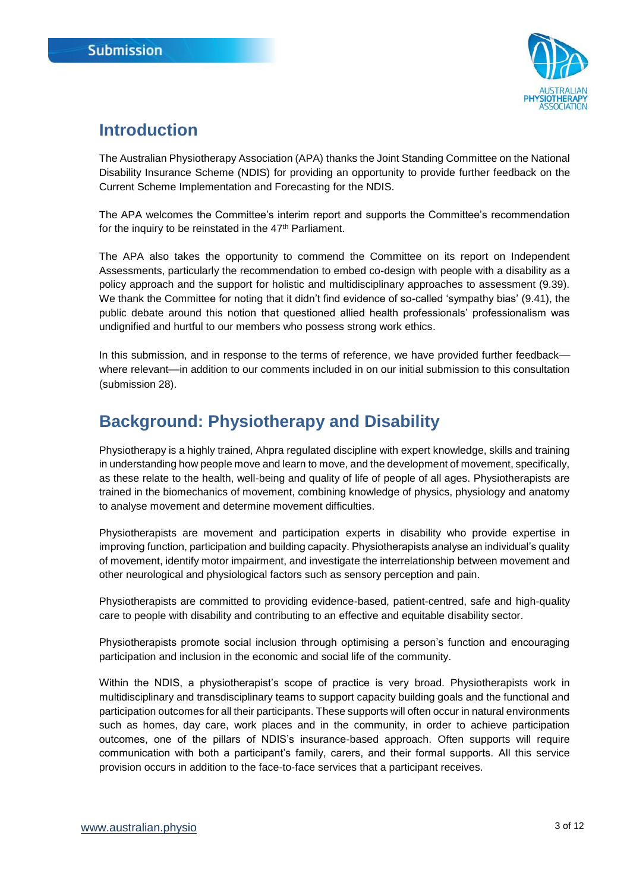## Introduction

The Australian Physiotherapy Association (APA) thanks the Joint Standing Committee on the National Disability Insurance Scheme (NDIS) for providing an opportunity to provide further feedback on the Current Scheme Implementation and Forecasting for the NDIS.

The APA welcomes the Committee's interim report and supports the Committee's recommendation for the inquiry to be reinstated in the 47th Parliament.

The APA also takes the opportunity to commend the Committee on its report on Independent Assessments, particularly the recommendation to embed co-design with people with a disability as a policy approach and the support for holistic and multidisciplinary approaches to assessment (9.39). We thank the Committee for noting that it didn't find evidence of so-called 'sympathy bias' (9.41), the public debate around this notion that questioned allied health professionals' professionalism was undignified and hurtful to our members who possess strong work ethics.

In this submission, and in response to the terms of reference, we have provided further feedback—where relevant—in addition to our comments included in on our initial submission to this consultation (submission 28).

## Background: Physiotherapy and Disability

Physiotherapy is a highly trained, Ahpra regulated discipline with expert knowledge, skills and training in understanding how people move and learn to move, and the development of movement, specifically, as these relate to the health, well-being and quality of life of people of all ages. Physiotherapists are trained in the biomechanics of movement, combining knowledge of physics, physiology and anatomy to analyse movement and determine movement difficulties.

Physiotherapists are movement and participation experts in disability who provide expertise in improving function, participation and building capacity. Physiotherapists analyse an individual's quality of movement, identify motor impairment, and investigate the interrelationship between movement and other neurological and physiological factors such as sensory perception and pain.

Physiotherapists are committed to providing evidence-based, patient-centred, safe and high-quality care to people with disability and contributing to an effective and equitable disability sector.

Physiotherapists promote social inclusion through optimising a person's function and encouraging participation and inclusion in the economic and social life of the community.

Within the NDIS, a physiotherapist's scope of practice is very broad. Physiotherapists work in multidisciplinary and transdisciplinary teams to support capacity building goals and the functional and participation outcomes for all their participants. These supports will often occur in natural environments such as homes, day care, work places and in the community, in order to achieve participation outcomes, one of the pillars of NDIS's insurance-based approach. Often supports will require communication with both a participant's family, carers, and their formal supports. All this service provision occurs in addition to the face-to-face services that a participant receives.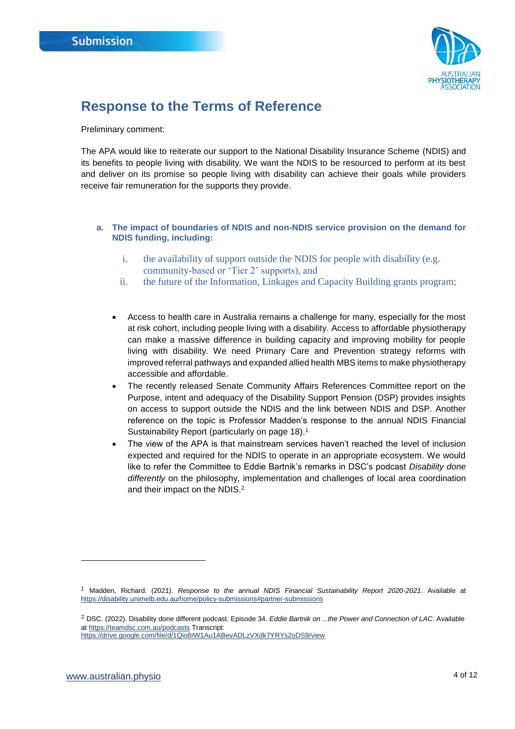## Response to the Terms of Reference

Preliminary comment:

The APA would like to reiterate our support to the National Disability Insurance Scheme (NDIS) and its benefits to people living with disability. We want the NDIS to be resourced to perform at its best and deliver on its promise so people living with disability can achieve their goals while providers receive fair remuneration for the supports they provide.

**a. The impact of boundaries of NDIS and non-NDIS service provision on the demand for NDIS funding, including:**

i. the availability of support outside the NDIS for people with disability (e.g. community-based or 'Tier 2' supports), and

ii. the future of the Information, Linkages and Capacity Building grants program;

- Access to health care in Australia remains a challenge for many, especially for the most at risk cohort, including people living with a disability. Access to affordable physiotherapy can make a massive difference in building capacity and improving mobility for people living with disability. We need Primary Care and Prevention strategy reforms with improved referral pathways and expanded allied health MBS items to make physiotherapy accessible and affordable.
- The recently released Senate Community Affairs References Committee report on the Purpose, intent and adequacy of the Disability Support Pension (DSP) provides insights on access to support outside the NDIS and the link between NDIS and DSP. Another reference on the topic is Professor Madden's response to the annual NDIS Financial Sustainability Report (particularly on page 18).[1]
- The view of the APA is that mainstream services haven't reached the level of inclusion expected and required for the NDIS to operate in an appropriate ecosystem. We would like to refer the Committee to Eddie Bartnik's remarks in DSC's podcast *Disability done differently* on the philosophy, implementation and challenges of local area coordination and their impact on the NDIS.[2]

---

[1] Madden, Richard. (2021). *Response to the annual NDIS Financial Sustainability Report 2020-2021*. Available at https://disability.unimelb.edu.au/home/policy-submissions#partner-submissions

[2] DSC. (2022). Disability done different podcast. Episode 34. *Eddie Bartnik on ...the Power and Connection of LAC*. Available at https://teamdsc.com.au/podcasts Transcript: https://drive.google.com/file/d/1Qio8rW1Au1ABevADLzVXdk7YRYs2oDS9/view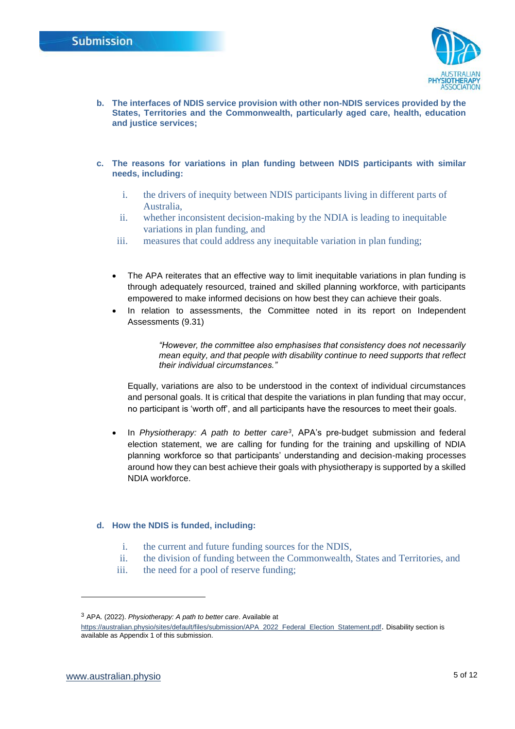**b. The interfaces of NDIS service provision with other non-NDIS services provided by the States, Territories and the Commonwealth, particularly aged care, health, education and justice services;**

**c. The reasons for variations in plan funding between NDIS participants with similar needs, including:**

i. the drivers of inequity between NDIS participants living in different parts of Australia,

ii. whether inconsistent decision-making by the NDIA is leading to inequitable variations in plan funding, and

iii. measures that could address any inequitable variation in plan funding;

- The APA reiterates that an effective way to limit inequitable variations in plan funding is through adequately resourced, trained and skilled planning workforce, with participants empowered to make informed decisions on how best they can achieve their goals.
- In relation to assessments, the Committee noted in its report on Independent Assessments (9.31)

> *"However, the committee also emphasises that consistency does not necessarily mean equity, and that people with disability continue to need supports that reflect their individual circumstances."*

  Equally, variations are also to be understood in the context of individual circumstances and personal goals. It is critical that despite the variations in plan funding that may occur, no participant is 'worth off', and all participants have the resources to meet their goals.

- In *Physiotherapy: A path to better care*[3], APA's pre-budget submission and federal election statement, we are calling for funding for the training and upskilling of NDIA planning workforce so that participants' understanding and decision-making processes around how they can best achieve their goals with physiotherapy is supported by a skilled NDIA workforce.

**d. How the NDIS is funded, including:**

i. the current and future funding sources for the NDIS,

ii. the division of funding between the Commonwealth, States and Territories, and

iii. the need for a pool of reserve funding;

---

[3] APA. (2022). *Physiotherapy: A path to better care*. Available at https://australian.physio/sites/default/files/submission/APA_2022_Federal_Election_Statement.pdf. Disability section is available as Appendix 1 of this submission.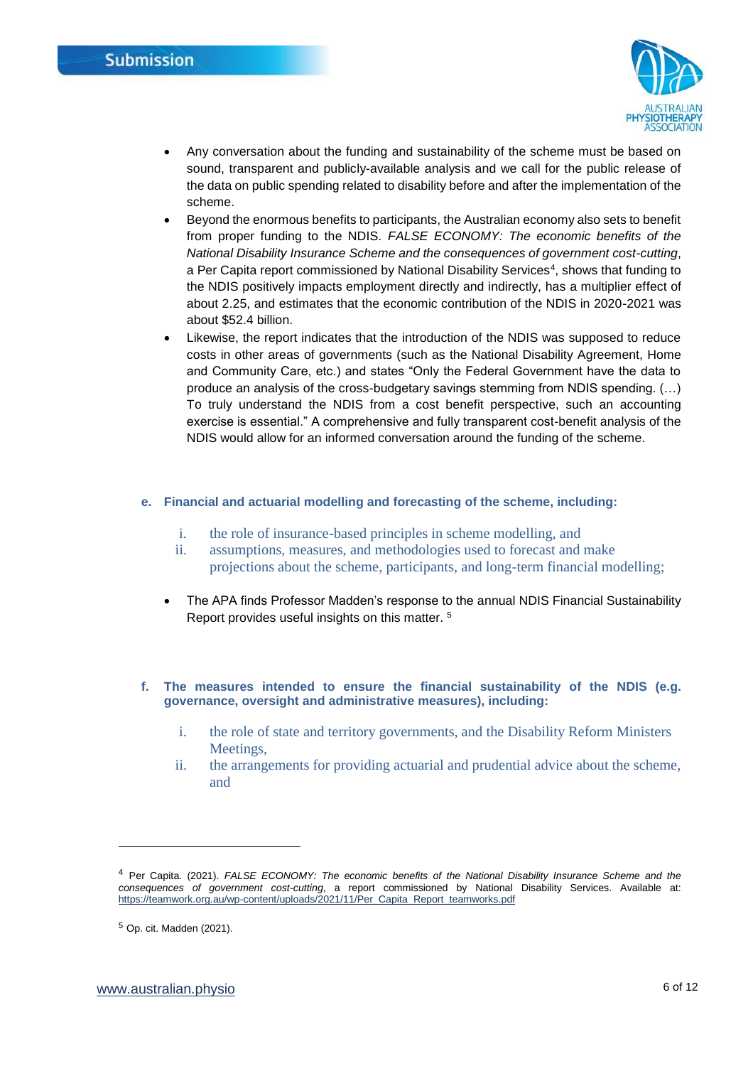- Any conversation about the funding and sustainability of the scheme must be based on sound, transparent and publicly-available analysis and we call for the public release of the data on public spending related to disability before and after the implementation of the scheme.
- Beyond the enormous benefits to participants, the Australian economy also sets to benefit from proper funding to the NDIS. *FALSE ECONOMY: The economic benefits of the National Disability Insurance Scheme and the consequences of government cost-cutting*, a Per Capita report commissioned by National Disability Services[4], shows that funding to the NDIS positively impacts employment directly and indirectly, has a multiplier effect of about 2.25, and estimates that the economic contribution of the NDIS in 2020-2021 was about $52.4 billion.
- Likewise, the report indicates that the introduction of the NDIS was supposed to reduce costs in other areas of governments (such as the National Disability Agreement, Home and Community Care, etc.) and states "Only the Federal Government have the data to produce an analysis of the cross-budgetary savings stemming from NDIS spending. (…) To truly understand the NDIS from a cost benefit perspective, such an accounting exercise is essential." A comprehensive and fully transparent cost-benefit analysis of the NDIS would allow for an informed conversation around the funding of the scheme.

**e. Financial and actuarial modelling and forecasting of the scheme, including:**

i. the role of insurance-based principles in scheme modelling, and
ii. assumptions, measures, and methodologies used to forecast and make projections about the scheme, participants, and long-term financial modelling;

- The APA finds Professor Madden's response to the annual NDIS Financial Sustainability Report provides useful insights on this matter. [5]

**f. The measures intended to ensure the financial sustainability of the NDIS (e.g. governance, oversight and administrative measures), including:**

i. the role of state and territory governments, and the Disability Reform Ministers Meetings,
ii. the arrangements for providing actuarial and prudential advice about the scheme, and

---

[4] Per Capita. (2021). *FALSE ECONOMY: The economic benefits of the National Disability Insurance Scheme and the consequences of government cost-cutting*, a report commissioned by National Disability Services. Available at: https://teamwork.org.au/wp-content/uploads/2021/11/Per_Capita_Report_teamworks.pdf

[5] Op. cit. Madden (2021).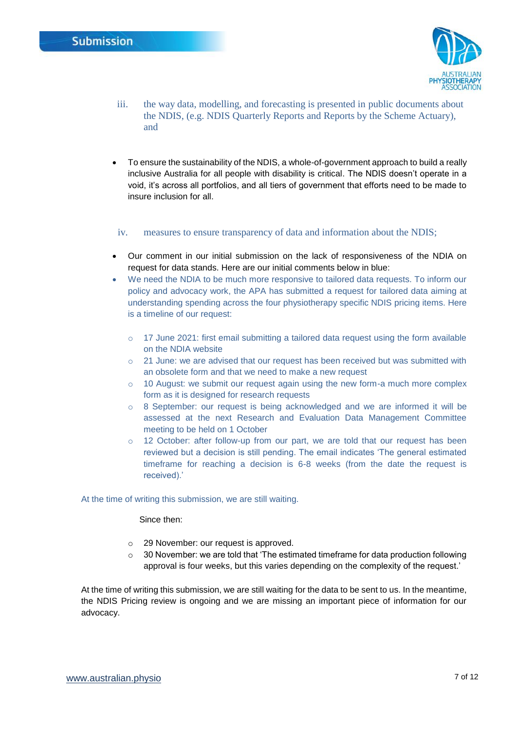iii. the way data, modelling, and forecasting is presented in public documents about the NDIS, (e.g. NDIS Quarterly Reports and Reports by the Scheme Actuary), and

- To ensure the sustainability of the NDIS, a whole-of-government approach to build a really inclusive Australia for all people with disability is critical. The NDIS doesn't operate in a void, it's across all portfolios, and all tiers of government that efforts need to be made to insure inclusion for all.

iv. measures to ensure transparency of data and information about the NDIS;

- Our comment in our initial submission on the lack of responsiveness of the NDIA on request for data stands. Here are our initial comments below in blue:
- We need the NDIA to be much more responsive to tailored data requests. To inform our policy and advocacy work, the APA has submitted a request for tailored data aiming at understanding spending across the four physiotherapy specific NDIS pricing items. Here is a timeline of our request:
  - 17 June 2021: first email submitting a tailored data request using the form available on the NDIA website
  - 21 June: we are advised that our request has been received but was submitted with an obsolete form and that we need to make a new request
  - 10 August: we submit our request again using the new form-a much more complex form as it is designed for research requests
  - 8 September: our request is being acknowledged and we are informed it will be assessed at the next Research and Evaluation Data Management Committee meeting to be held on 1 October
  - 12 October: after follow-up from our part, we are told that our request has been reviewed but a decision is still pending. The email indicates 'The general estimated timeframe for reaching a decision is 6-8 weeks (from the date the request is received).'

At the time of writing this submission, we are still waiting.

Since then:

- 29 November: our request is approved.
- 30 November: we are told that 'The estimated timeframe for data production following approval is four weeks, but this varies depending on the complexity of the request.'

At the time of writing this submission, we are still waiting for the data to be sent to us. In the meantime, the NDIS Pricing review is ongoing and we are missing an important piece of information for our advocacy.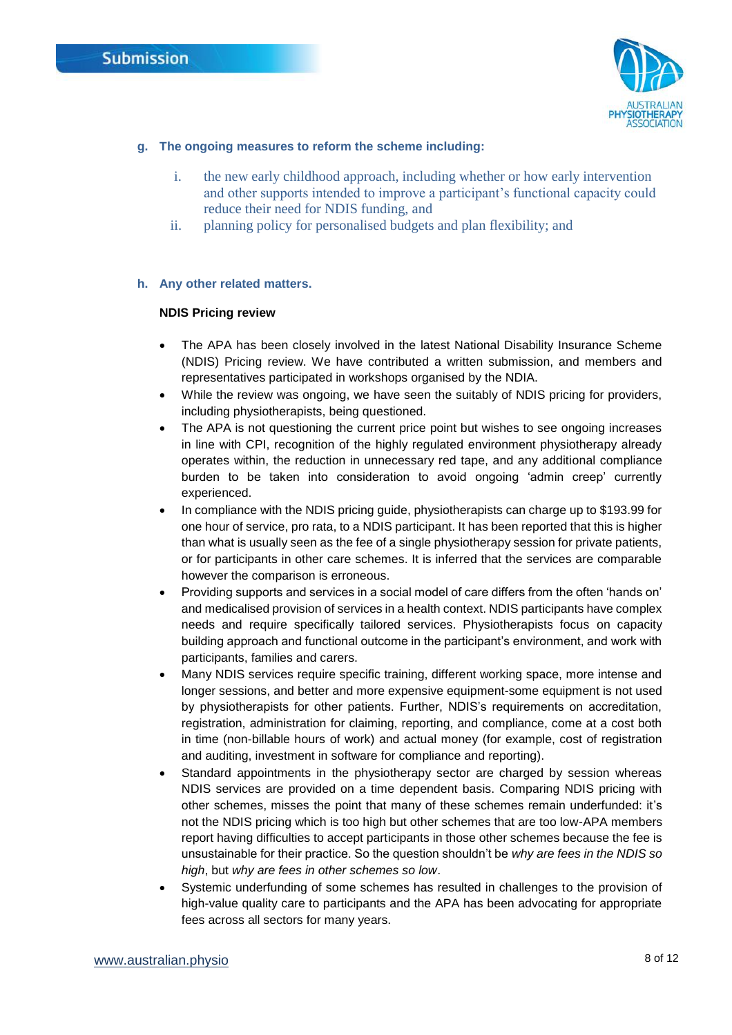**g. The ongoing measures to reform the scheme including:**

i. the new early childhood approach, including whether or how early intervention and other supports intended to improve a participant's functional capacity could reduce their need for NDIS funding, and

ii. planning policy for personalised budgets and plan flexibility; and

**h. Any other related matters.**

**NDIS Pricing review**

- The APA has been closely involved in the latest National Disability Insurance Scheme (NDIS) Pricing review. We have contributed a written submission, and members and representatives participated in workshops organised by the NDIA.
- While the review was ongoing, we have seen the suitably of NDIS pricing for providers, including physiotherapists, being questioned.
- The APA is not questioning the current price point but wishes to see ongoing increases in line with CPI, recognition of the highly regulated environment physiotherapy already operates within, the reduction in unnecessary red tape, and any additional compliance burden to be taken into consideration to avoid ongoing 'admin creep' currently experienced.
- In compliance with the NDIS pricing guide, physiotherapists can charge up to $193.99 for one hour of service, pro rata, to a NDIS participant. It has been reported that this is higher than what is usually seen as the fee of a single physiotherapy session for private patients, or for participants in other care schemes. It is inferred that the services are comparable however the comparison is erroneous.
- Providing supports and services in a social model of care differs from the often 'hands on' and medicalised provision of services in a health context. NDIS participants have complex needs and require specifically tailored services. Physiotherapists focus on capacity building approach and functional outcome in the participant's environment, and work with participants, families and carers.
- Many NDIS services require specific training, different working space, more intense and longer sessions, and better and more expensive equipment-some equipment is not used by physiotherapists for other patients. Further, NDIS's requirements on accreditation, registration, administration for claiming, reporting, and compliance, come at a cost both in time (non-billable hours of work) and actual money (for example, cost of registration and auditing, investment in software for compliance and reporting).
- Standard appointments in the physiotherapy sector are charged by session whereas NDIS services are provided on a time dependent basis. Comparing NDIS pricing with other schemes, misses the point that many of these schemes remain underfunded: it's not the NDIS pricing which is too high but other schemes that are too low-APA members report having difficulties to accept participants in those other schemes because the fee is unsustainable for their practice. So the question shouldn't be *why are fees in the NDIS so high*, but *why are fees in other schemes so low*.
- Systemic underfunding of some schemes has resulted in challenges to the provision of high-value quality care to participants and the APA has been advocating for appropriate fees across all sectors for many years.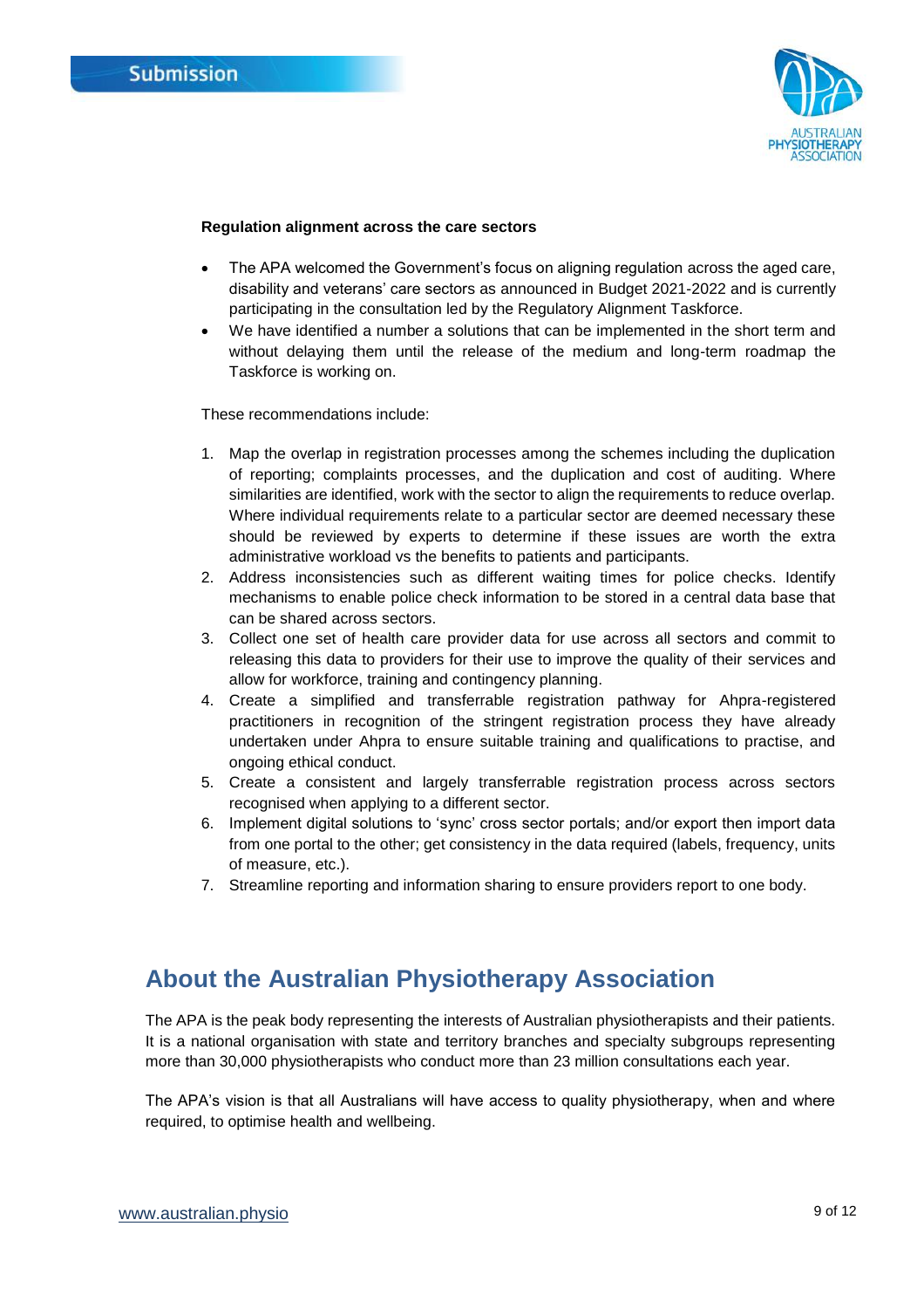**Regulation alignment across the care sectors**

- The APA welcomed the Government's focus on aligning regulation across the aged care, disability and veterans' care sectors as announced in Budget 2021-2022 and is currently participating in the consultation led by the Regulatory Alignment Taskforce.
- We have identified a number a solutions that can be implemented in the short term and without delaying them until the release of the medium and long-term roadmap the Taskforce is working on.

These recommendations include:

1. Map the overlap in registration processes among the schemes including the duplication of reporting; complaints processes, and the duplication and cost of auditing. Where similarities are identified, work with the sector to align the requirements to reduce overlap. Where individual requirements relate to a particular sector are deemed necessary these should be reviewed by experts to determine if these issues are worth the extra administrative workload vs the benefits to patients and participants.
2. Address inconsistencies such as different waiting times for police checks. Identify mechanisms to enable police check information to be stored in a central data base that can be shared across sectors.
3. Collect one set of health care provider data for use across all sectors and commit to releasing this data to providers for their use to improve the quality of their services and allow for workforce, training and contingency planning.
4. Create a simplified and transferrable registration pathway for Ahpra-registered practitioners in recognition of the stringent registration process they have already undertaken under Ahpra to ensure suitable training and qualifications to practise, and ongoing ethical conduct.
5. Create a consistent and largely transferrable registration process across sectors recognised when applying to a different sector.
6. Implement digital solutions to 'sync' cross sector portals; and/or export then import data from one portal to the other; get consistency in the data required (labels, frequency, units of measure, etc.).
7. Streamline reporting and information sharing to ensure providers report to one body.

## About the Australian Physiotherapy Association

The APA is the peak body representing the interests of Australian physiotherapists and their patients. It is a national organisation with state and territory branches and specialty subgroups representing more than 30,000 physiotherapists who conduct more than 23 million consultations each year.

The APA's vision is that all Australians will have access to quality physiotherapy, when and where required, to optimise health and wellbeing.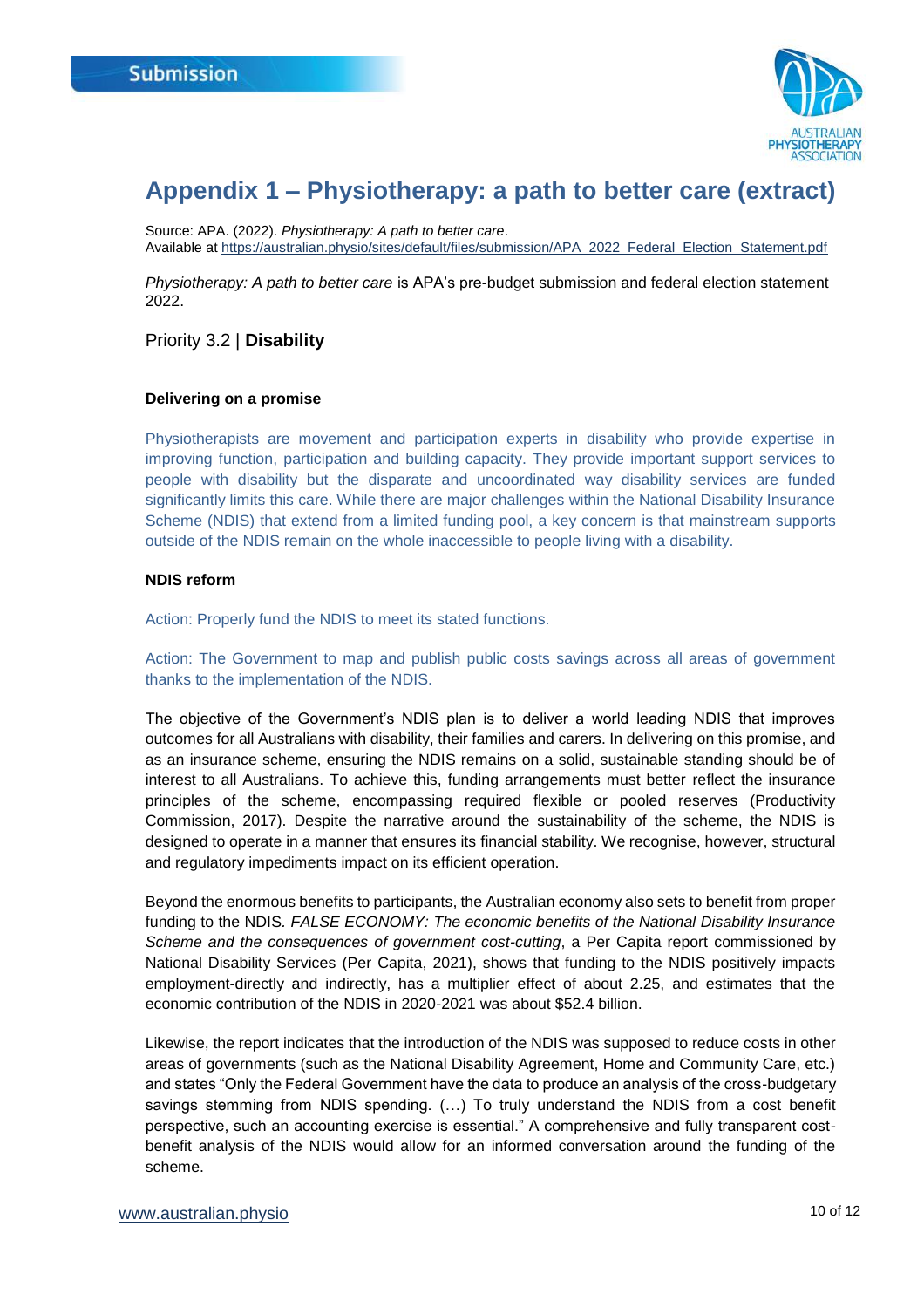# Appendix 1 – Physiotherapy: a path to better care (extract)

Source: APA. (2022). *Physiotherapy: A path to better care*.
Available at https://australian.physio/sites/default/files/submission/APA_2022_Federal_Election_Statement.pdf

*Physiotherapy: A path to better care* is APA's pre-budget submission and federal election statement 2022.

## Priority 3.2 | **Disability**

### Delivering on a promise

Physiotherapists are movement and participation experts in disability who provide expertise in improving function, participation and building capacity. They provide important support services to people with disability but the disparate and uncoordinated way disability services are funded significantly limits this care. While there are major challenges within the National Disability Insurance Scheme (NDIS) that extend from a limited funding pool, a key concern is that mainstream supports outside of the NDIS remain on the whole inaccessible to people living with a disability.

### NDIS reform

Action: Properly fund the NDIS to meet its stated functions.

Action: The Government to map and publish public costs savings across all areas of government thanks to the implementation of the NDIS.

The objective of the Government's NDIS plan is to deliver a world leading NDIS that improves outcomes for all Australians with disability, their families and carers. In delivering on this promise, and as an insurance scheme, ensuring the NDIS remains on a solid, sustainable standing should be of interest to all Australians. To achieve this, funding arrangements must better reflect the insurance principles of the scheme, encompassing required flexible or pooled reserves (Productivity Commission, 2017). Despite the narrative around the sustainability of the scheme, the NDIS is designed to operate in a manner that ensures its financial stability. We recognise, however, structural and regulatory impediments impact on its efficient operation.

Beyond the enormous benefits to participants, the Australian economy also sets to benefit from proper funding to the NDIS. *FALSE ECONOMY: The economic benefits of the National Disability Insurance Scheme and the consequences of government cost-cutting*, a Per Capita report commissioned by National Disability Services (Per Capita, 2021), shows that funding to the NDIS positively impacts employment-directly and indirectly, has a multiplier effect of about 2.25, and estimates that the economic contribution of the NDIS in 2020-2021 was about $52.4 billion.

Likewise, the report indicates that the introduction of the NDIS was supposed to reduce costs in other areas of governments (such as the National Disability Agreement, Home and Community Care, etc.) and states "Only the Federal Government have the data to produce an analysis of the cross-budgetary savings stemming from NDIS spending. (…) To truly understand the NDIS from a cost benefit perspective, such an accounting exercise is essential." A comprehensive and fully transparent cost-benefit analysis of the NDIS would allow for an informed conversation around the funding of the scheme.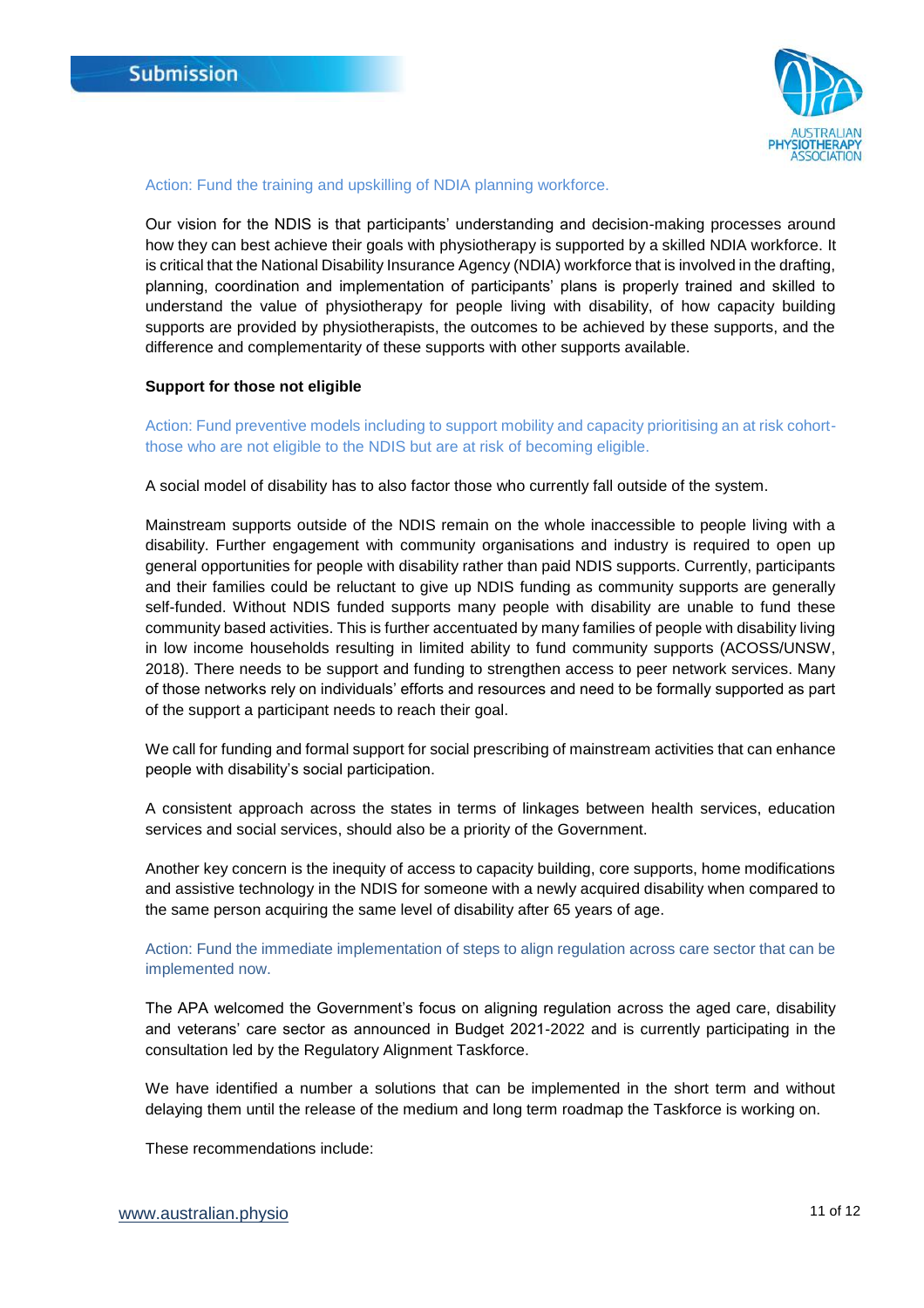Action: Fund the training and upskilling of NDIA planning workforce.

Our vision for the NDIS is that participants' understanding and decision-making processes around how they can best achieve their goals with physiotherapy is supported by a skilled NDIA workforce. It is critical that the National Disability Insurance Agency (NDIA) workforce that is involved in the drafting, planning, coordination and implementation of participants' plans is properly trained and skilled to understand the value of physiotherapy for people living with disability, of how capacity building supports are provided by physiotherapists, the outcomes to be achieved by these supports, and the difference and complementarity of these supports with other supports available.

**Support for those not eligible**

Action: Fund preventive models including to support mobility and capacity prioritising an at risk cohort- those who are not eligible to the NDIS but are at risk of becoming eligible.

A social model of disability has to also factor those who currently fall outside of the system.

Mainstream supports outside of the NDIS remain on the whole inaccessible to people living with a disability. Further engagement with community organisations and industry is required to open up general opportunities for people with disability rather than paid NDIS supports. Currently, participants and their families could be reluctant to give up NDIS funding as community supports are generally self-funded. Without NDIS funded supports many people with disability are unable to fund these community based activities. This is further accentuated by many families of people with disability living in low income households resulting in limited ability to fund community supports (ACOSS/UNSW, 2018). There needs to be support and funding to strengthen access to peer network services. Many of those networks rely on individuals' efforts and resources and need to be formally supported as part of the support a participant needs to reach their goal.

We call for funding and formal support for social prescribing of mainstream activities that can enhance people with disability's social participation.

A consistent approach across the states in terms of linkages between health services, education services and social services, should also be a priority of the Government.

Another key concern is the inequity of access to capacity building, core supports, home modifications and assistive technology in the NDIS for someone with a newly acquired disability when compared to the same person acquiring the same level of disability after 65 years of age.

Action: Fund the immediate implementation of steps to align regulation across care sector that can be implemented now.

The APA welcomed the Government's focus on aligning regulation across the aged care, disability and veterans' care sector as announced in Budget 2021-2022 and is currently participating in the consultation led by the Regulatory Alignment Taskforce.

We have identified a number a solutions that can be implemented in the short term and without delaying them until the release of the medium and long term roadmap the Taskforce is working on.

These recommendations include: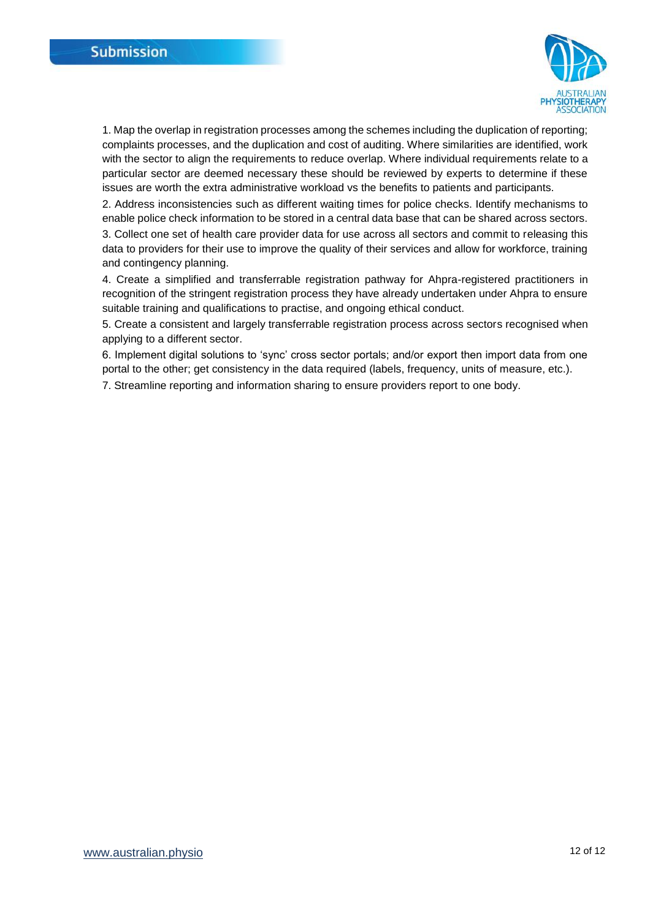1. Map the overlap in registration processes among the schemes including the duplication of reporting; complaints processes, and the duplication and cost of auditing. Where similarities are identified, work with the sector to align the requirements to reduce overlap. Where individual requirements relate to a particular sector are deemed necessary these should be reviewed by experts to determine if these issues are worth the extra administrative workload vs the benefits to patients and participants.
2. Address inconsistencies such as different waiting times for police checks. Identify mechanisms to enable police check information to be stored in a central data base that can be shared across sectors.
3. Collect one set of health care provider data for use across all sectors and commit to releasing this data to providers for their use to improve the quality of their services and allow for workforce, training and contingency planning.
4. Create a simplified and transferrable registration pathway for Ahpra-registered practitioners in recognition of the stringent registration process they have already undertaken under Ahpra to ensure suitable training and qualifications to practise, and ongoing ethical conduct.
5. Create a consistent and largely transferrable registration process across sectors recognised when applying to a different sector.
6. Implement digital solutions to 'sync' cross sector portals; and/or export then import data from one portal to the other; get consistency in the data required (labels, frequency, units of measure, etc.).
7. Streamline reporting and information sharing to ensure providers report to one body.